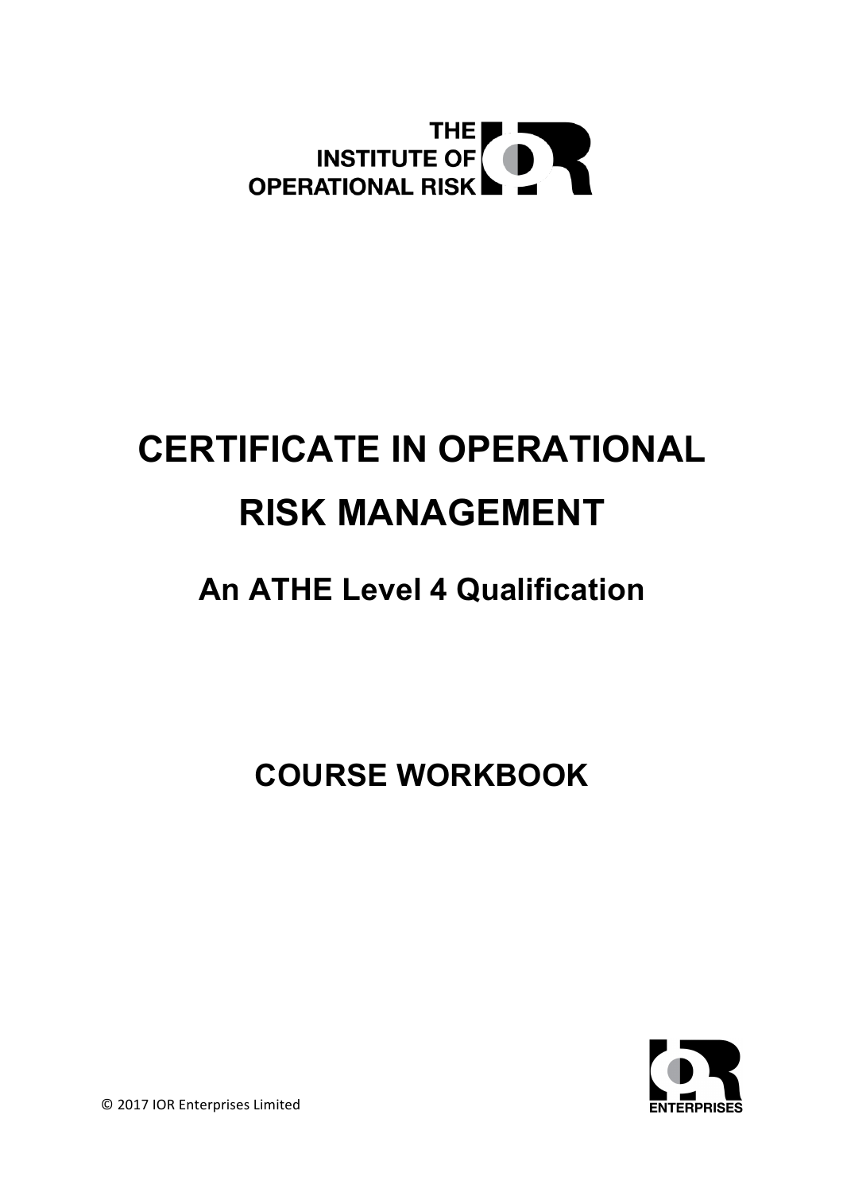THE INSTITUTE OF OPERATIONAL RISK

# CERTIFICATE IN OPERATIONAL RISK MANAGEMENT

## An ATHE Level 4 Qualification

## COURSE WORKBOOK

© 2017 IOR Enterprises Limited

ENTERPRISES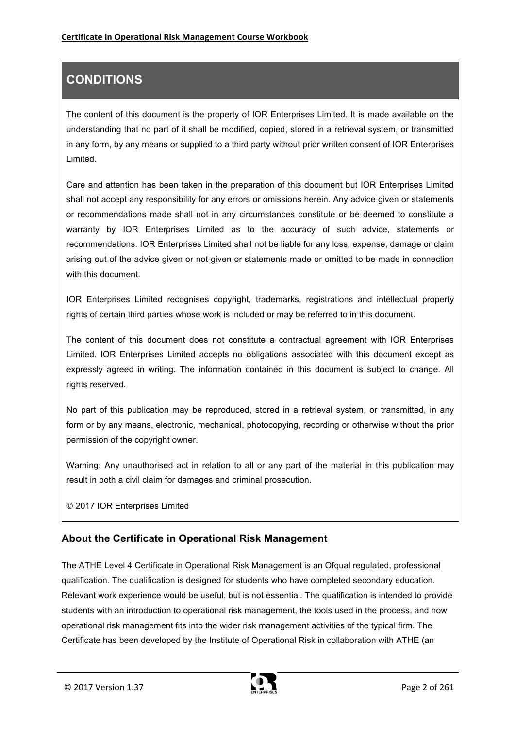## CONDITIONS

The content of this document is the property of IOR Enterprises Limited. It is made available on the understanding that no part of it shall be modified, copied, stored in a retrieval system, or transmitted in any form, by any means or supplied to a third party without prior written consent of IOR Enterprises Limited.

Care and attention has been taken in the preparation of this document but IOR Enterprises Limited shall not accept any responsibility for any errors or omissions herein. Any advice given or statements or recommendations made shall not in any circumstances constitute or be deemed to constitute a warranty by IOR Enterprises Limited as to the accuracy of such advice, statements or recommendations. IOR Enterprises Limited shall not be liable for any loss, expense, damage or claim arising out of the advice given or not given or statements made or omitted to be made in connection with this document.

IOR Enterprises Limited recognises copyright, trademarks, registrations and intellectual property rights of certain third parties whose work is included or may be referred to in this document.

The content of this document does not constitute a contractual agreement with IOR Enterprises Limited. IOR Enterprises Limited accepts no obligations associated with this document except as expressly agreed in writing. The information contained in this document is subject to change. All rights reserved.

No part of this publication may be reproduced, stored in a retrieval system, or transmitted, in any form or by any means, electronic, mechanical, photocopying, recording or otherwise without the prior permission of the copyright owner.

Warning: Any unauthorised act in relation to all or any part of the material in this publication may result in both a civil claim for damages and criminal prosecution.

© 2017 IOR Enterprises Limited

## About the Certificate in Operational Risk Management

The ATHE Level 4 Certificate in Operational Risk Management is an Ofqual regulated, professional qualification. The qualification is designed for students who have completed secondary education. Relevant work experience would be useful, but is not essential. The qualification is intended to provide students with an introduction to operational risk management, the tools used in the process, and how operational risk management fits into the wider risk management activities of the typical firm. The Certificate has been developed by the Institute of Operational Risk in collaboration with ATHE (an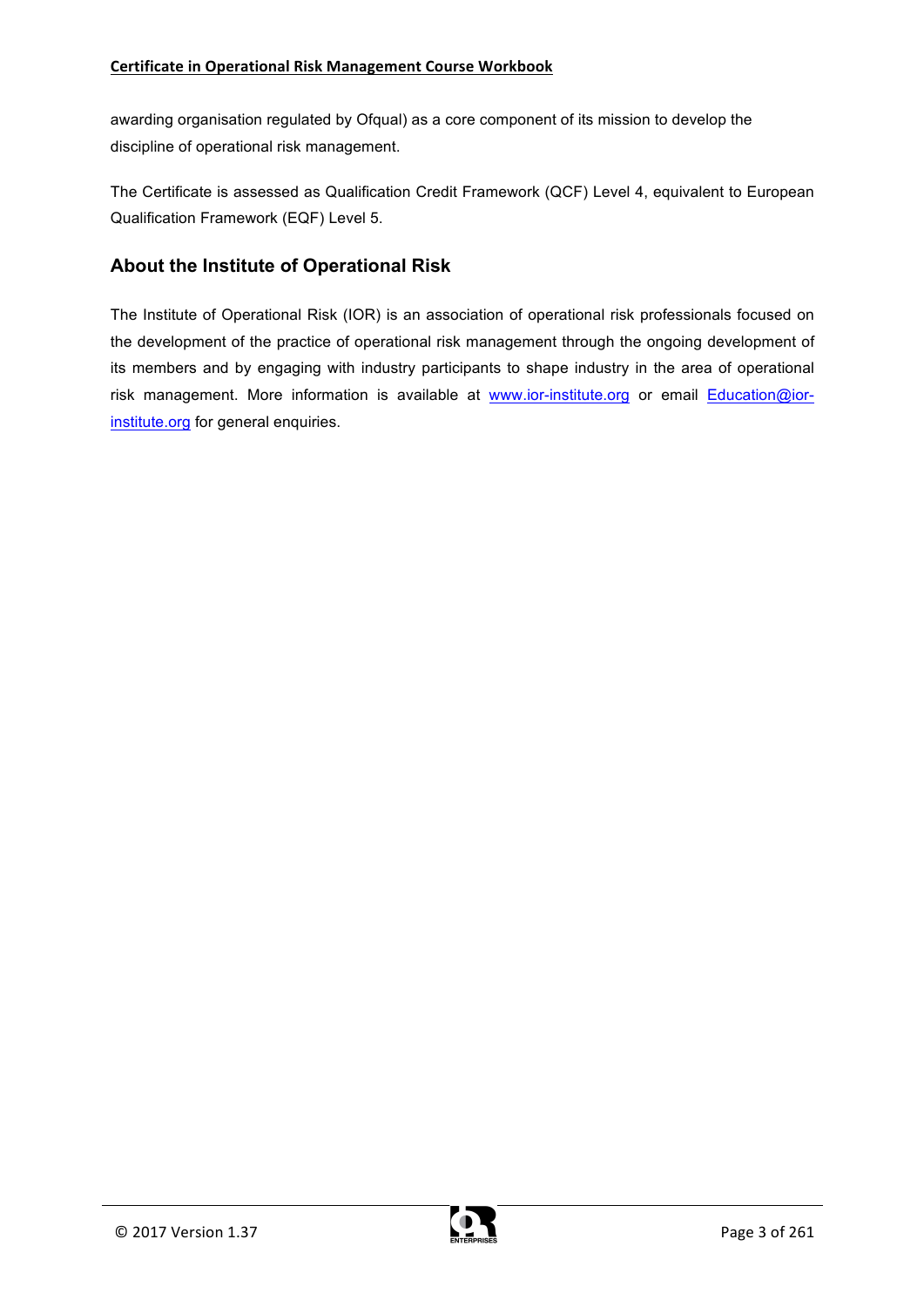awarding organisation regulated by Ofqual) as a core component of its mission to develop the discipline of operational risk management.

The Certificate is assessed as Qualification Credit Framework (QCF) Level 4, equivalent to European Qualification Framework (EQF) Level 5.

## About the Institute of Operational Risk

The Institute of Operational Risk (IOR) is an association of operational risk professionals focused on the development of the practice of operational risk management through the ongoing development of its members and by engaging with industry participants to shape industry in the area of operational risk management. More information is available at [www.ior-institute.org](http://www.ior-institute.org) or email [Education@ior-institute.org](mailto:Education@ior-institute.org) for general enquiries.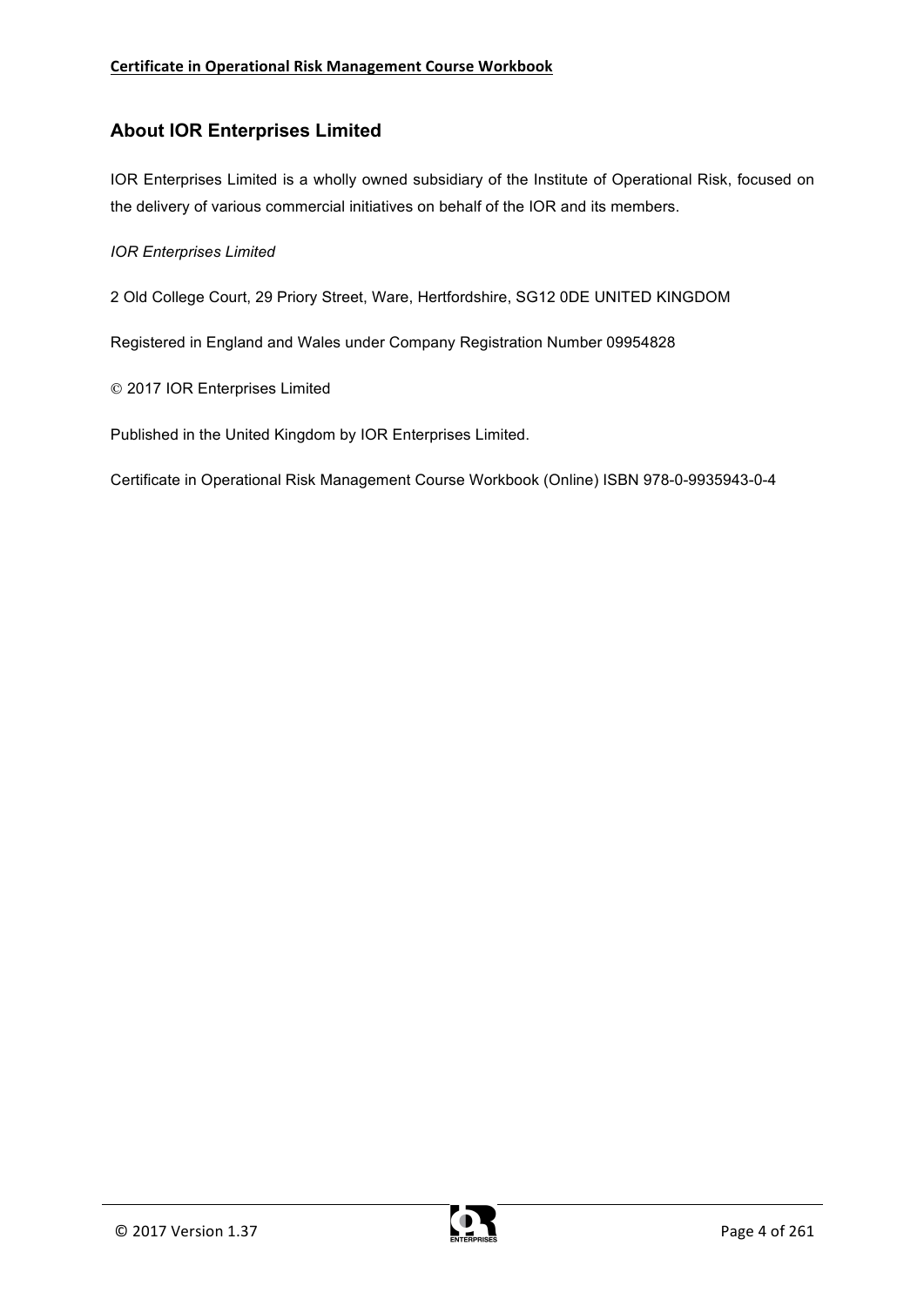## About IOR Enterprises Limited

IOR Enterprises Limited is a wholly owned subsidiary of the Institute of Operational Risk, focused on the delivery of various commercial initiatives on behalf of the IOR and its members.

*IOR Enterprises Limited*

2 Old College Court, 29 Priory Street, Ware, Hertfordshire, SG12 0DE UNITED KINGDOM

Registered in England and Wales under Company Registration Number 09954828

© 2017 IOR Enterprises Limited

Published in the United Kingdom by IOR Enterprises Limited.

Certificate in Operational Risk Management Course Workbook (Online) ISBN 978-0-9935943-0-4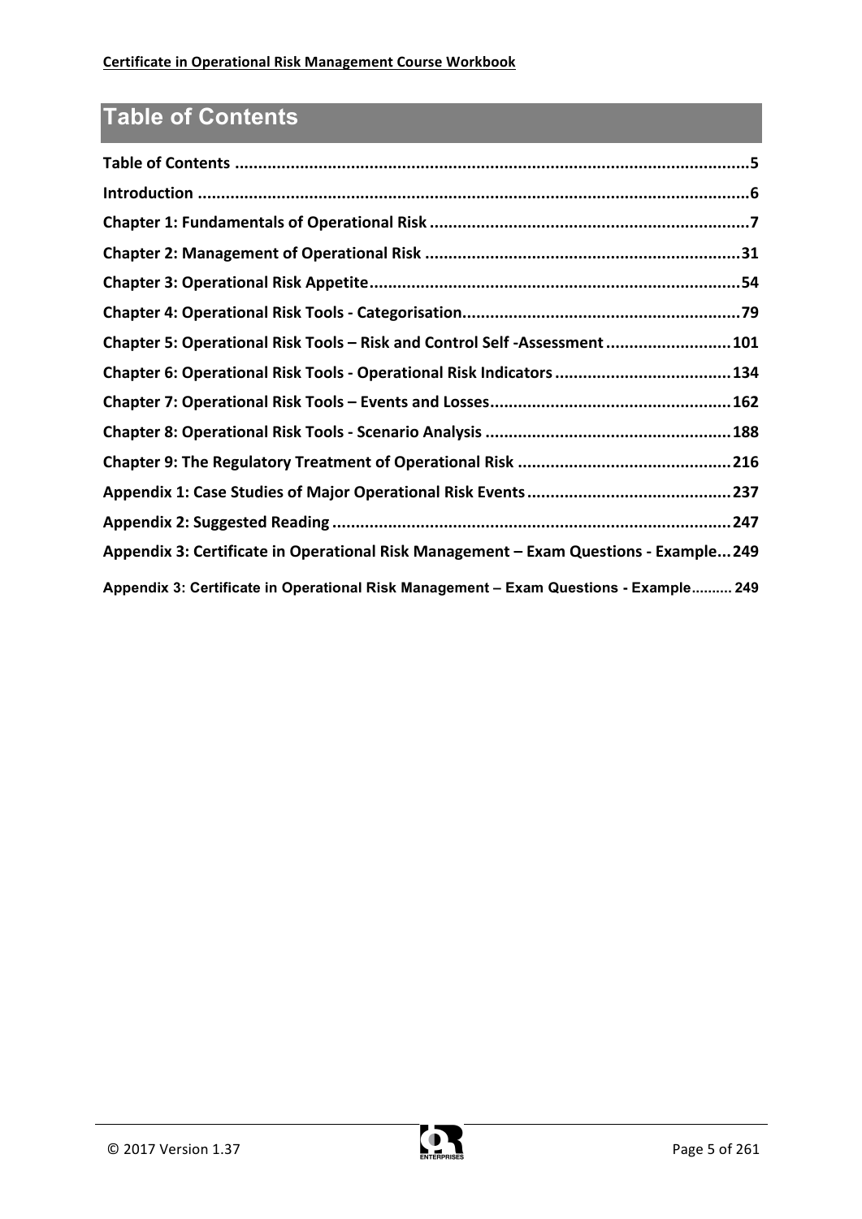# Table of Contents

**Table of Contents ..............................................................................................................5**

**Introduction .......................................................................................................................6**

**Chapter 1: Fundamentals of Operational Risk .....................................................................7**

**Chapter 2: Management of Operational Risk ....................................................................31**

**Chapter 3: Operational Risk Appetite................................................................................54**

**Chapter 4: Operational Risk Tools - Categorisation............................................................79**

**Chapter 5: Operational Risk Tools – Risk and Control Self -Assessment ...........................101**

**Chapter 6: Operational Risk Tools - Operational Risk Indicators ......................................134**

**Chapter 7: Operational Risk Tools – Events and Losses....................................................162**

**Chapter 8: Operational Risk Tools - Scenario Analysis .....................................................188**

**Chapter 9: The Regulatory Treatment of Operational Risk ..............................................216**

**Appendix 1: Case Studies of Major Operational Risk Events............................................237**

**Appendix 2: Suggested Reading ......................................................................................247**

**Appendix 3: Certificate in Operational Risk Management – Exam Questions - Example...249**

**Appendix 3: Certificate in Operational Risk Management – Exam Questions - Example.......... 249**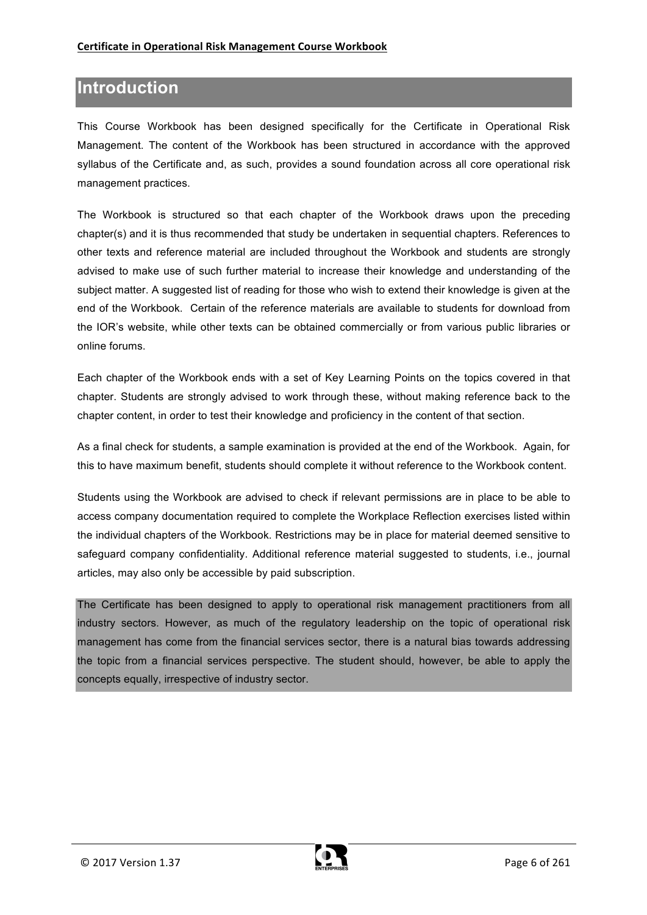# Introduction

This Course Workbook has been designed specifically for the Certificate in Operational Risk Management. The content of the Workbook has been structured in accordance with the approved syllabus of the Certificate and, as such, provides a sound foundation across all core operational risk management practices.

The Workbook is structured so that each chapter of the Workbook draws upon the preceding chapter(s) and it is thus recommended that study be undertaken in sequential chapters. References to other texts and reference material are included throughout the Workbook and students are strongly advised to make use of such further material to increase their knowledge and understanding of the subject matter. A suggested list of reading for those who wish to extend their knowledge is given at the end of the Workbook. Certain of the reference materials are available to students for download from the IOR's website, while other texts can be obtained commercially or from various public libraries or online forums.

Each chapter of the Workbook ends with a set of Key Learning Points on the topics covered in that chapter. Students are strongly advised to work through these, without making reference back to the chapter content, in order to test their knowledge and proficiency in the content of that section.

As a final check for students, a sample examination is provided at the end of the Workbook. Again, for this to have maximum benefit, students should complete it without reference to the Workbook content.

Students using the Workbook are advised to check if relevant permissions are in place to be able to access company documentation required to complete the Workplace Reflection exercises listed within the individual chapters of the Workbook. Restrictions may be in place for material deemed sensitive to safeguard company confidentiality. Additional reference material suggested to students, i.e., journal articles, may also only be accessible by paid subscription.

The Certificate has been designed to apply to operational risk management practitioners from all industry sectors. However, as much of the regulatory leadership on the topic of operational risk management has come from the financial services sector, there is a natural bias towards addressing the topic from a financial services perspective. The student should, however, be able to apply the concepts equally, irrespective of industry sector.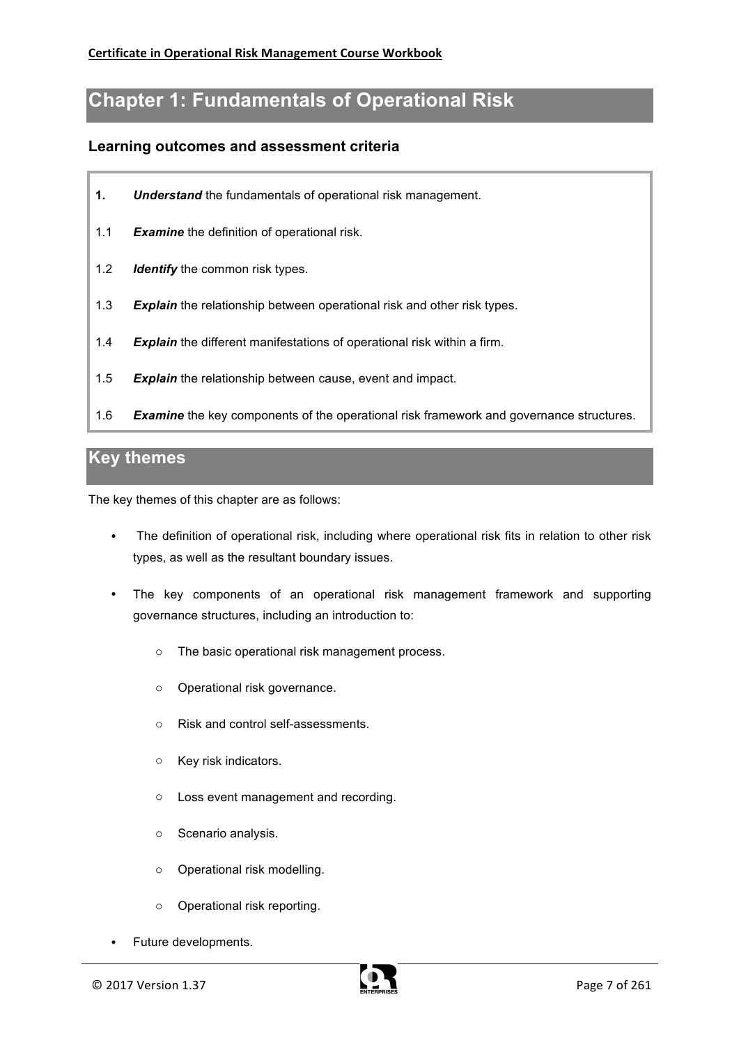# Chapter 1: Fundamentals of Operational Risk

## Learning outcomes and assessment criteria

| | |
|---|---|
| **1.** | ***Understand*** the fundamentals of operational risk management. |
| 1.1 | ***Examine*** the definition of operational risk. |
| 1.2 | ***Identify*** the common risk types. |
| 1.3 | ***Explain*** the relationship between operational risk and other risk types. |
| 1.4 | ***Explain*** the different manifestations of operational risk within a firm. |
| 1.5 | ***Explain*** the relationship between cause, event and impact. |
| 1.6 | ***Examine*** the key components of the operational risk framework and governance structures. |

## Key themes

The key themes of this chapter are as follows:

- The definition of operational risk, including where operational risk fits in relation to other risk types, as well as the resultant boundary issues.
- The key components of an operational risk management framework and supporting governance structures, including an introduction to:
  - The basic operational risk management process.
  - Operational risk governance.
  - Risk and control self-assessments.
  - Key risk indicators.
  - Loss event management and recording.
  - Scenario analysis.
  - Operational risk modelling.
  - Operational risk reporting.
- Future developments.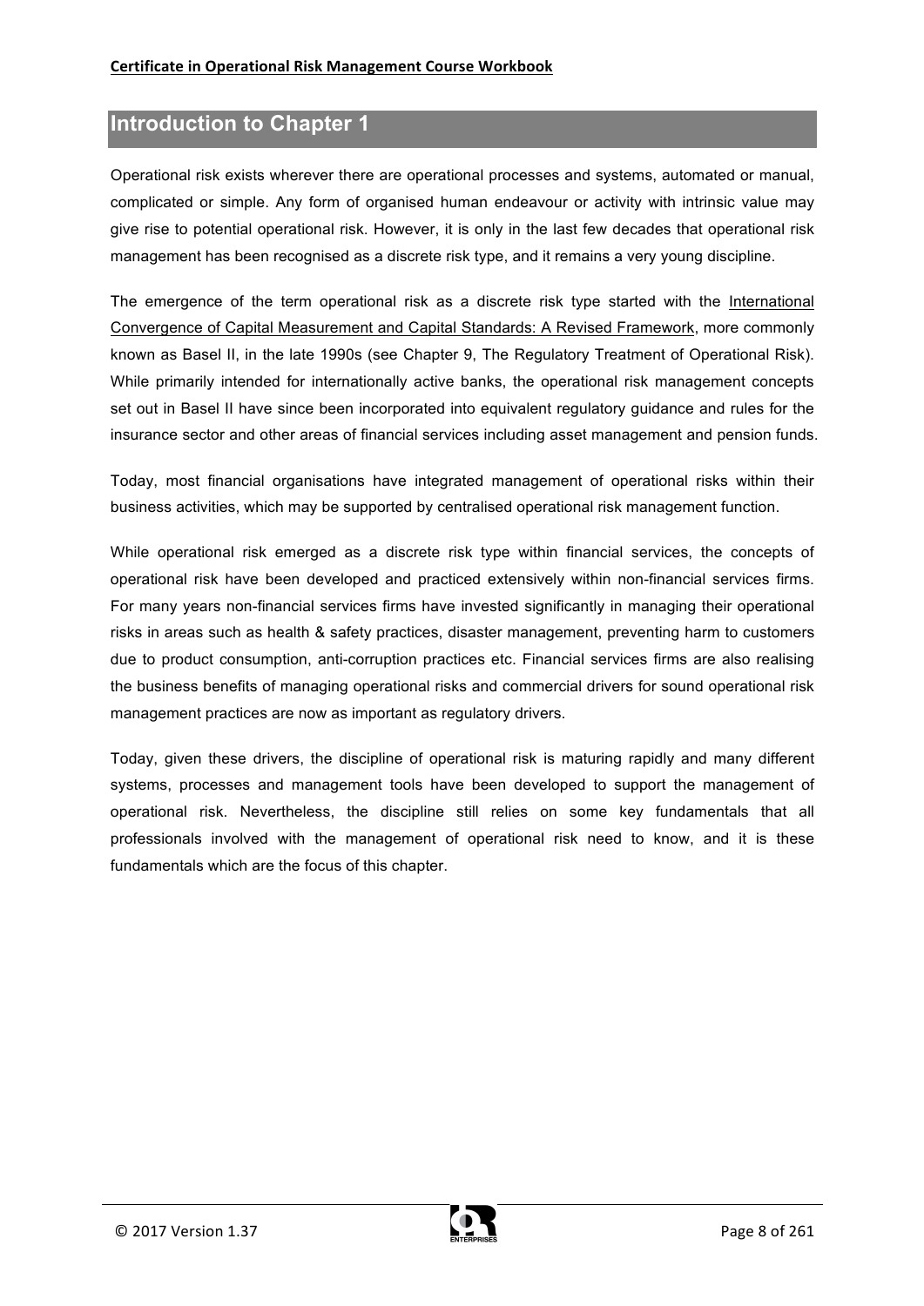## Introduction to Chapter 1

Operational risk exists wherever there are operational processes and systems, automated or manual, complicated or simple. Any form of organised human endeavour or activity with intrinsic value may give rise to potential operational risk. However, it is only in the last few decades that operational risk management has been recognised as a discrete risk type, and it remains a very young discipline.

The emergence of the term operational risk as a discrete risk type started with the International Convergence of Capital Measurement and Capital Standards: A Revised Framework, more commonly known as Basel II, in the late 1990s (see Chapter 9, The Regulatory Treatment of Operational Risk). While primarily intended for internationally active banks, the operational risk management concepts set out in Basel II have since been incorporated into equivalent regulatory guidance and rules for the insurance sector and other areas of financial services including asset management and pension funds.

Today, most financial organisations have integrated management of operational risks within their business activities, which may be supported by centralised operational risk management function.

While operational risk emerged as a discrete risk type within financial services, the concepts of operational risk have been developed and practiced extensively within non-financial services firms. For many years non-financial services firms have invested significantly in managing their operational risks in areas such as health & safety practices, disaster management, preventing harm to customers due to product consumption, anti-corruption practices etc. Financial services firms are also realising the business benefits of managing operational risks and commercial drivers for sound operational risk management practices are now as important as regulatory drivers.

Today, given these drivers, the discipline of operational risk is maturing rapidly and many different systems, processes and management tools have been developed to support the management of operational risk. Nevertheless, the discipline still relies on some key fundamentals that all professionals involved with the management of operational risk need to know, and it is these fundamentals which are the focus of this chapter.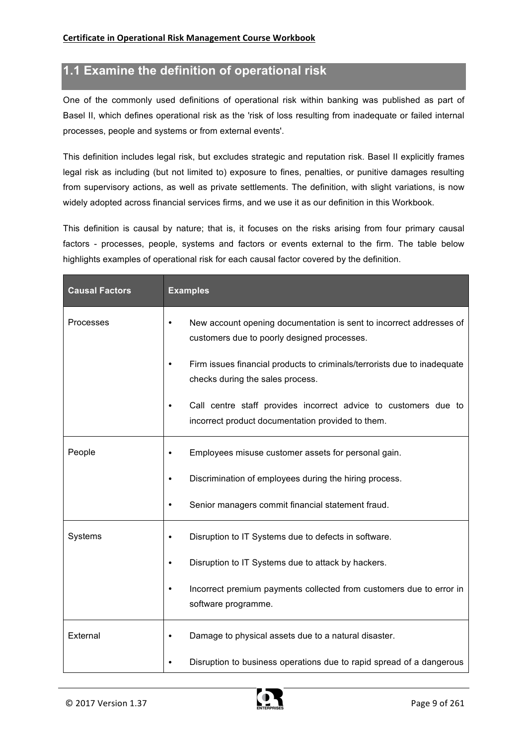## 1.1 Examine the definition of operational risk

One of the commonly used definitions of operational risk within banking was published as part of Basel II, which defines operational risk as the 'risk of loss resulting from inadequate or failed internal processes, people and systems or from external events'.

This definition includes legal risk, but excludes strategic and reputation risk. Basel II explicitly frames legal risk as including (but not limited to) exposure to fines, penalties, or punitive damages resulting from supervisory actions, as well as private settlements. The definition, with slight variations, is now widely adopted across financial services firms, and we use it as our definition in this Workbook.

This definition is causal by nature; that is, it focuses on the risks arising from four primary causal factors - processes, people, systems and factors or events external to the firm. The table below highlights examples of operational risk for each causal factor covered by the definition.

| Causal Factors | Examples |
|---|---|
| Processes | • New account opening documentation is sent to incorrect addresses of customers due to poorly designed processes.<br>• Firm issues financial products to criminals/terrorists due to inadequate checks during the sales process.<br>• Call centre staff provides incorrect advice to customers due to incorrect product documentation provided to them. |
| People | • Employees misuse customer assets for personal gain.<br>• Discrimination of employees during the hiring process.<br>• Senior managers commit financial statement fraud. |
| Systems | • Disruption to IT Systems due to defects in software.<br>• Disruption to IT Systems due to attack by hackers.<br>• Incorrect premium payments collected from customers due to error in software programme. |
| External | • Damage to physical assets due to a natural disaster.<br>• Disruption to business operations due to rapid spread of a dangerous |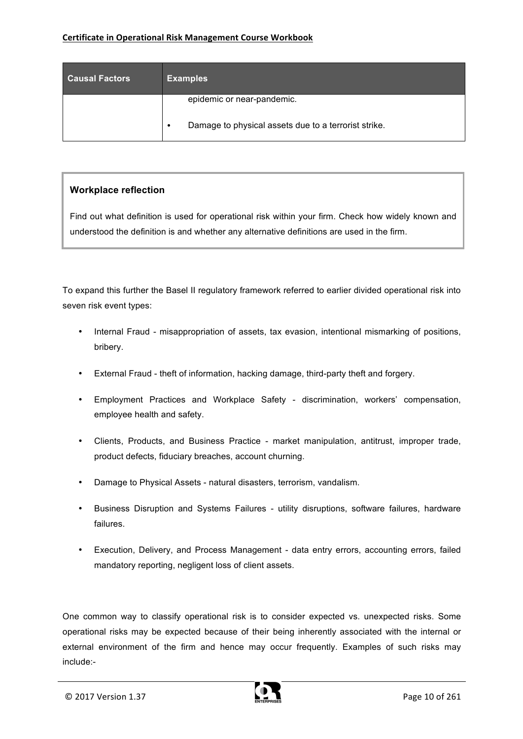| Causal Factors | Examples |
| --- | --- |
| | epidemic or near-pandemic.<br>• Damage to physical assets due to a terrorist strike. |

**Workplace reflection**

Find out what definition is used for operational risk within your firm. Check how widely known and understood the definition is and whether any alternative definitions are used in the firm.

To expand this further the Basel II regulatory framework referred to earlier divided operational risk into seven risk event types:

- Internal Fraud - misappropriation of assets, tax evasion, intentional mismarking of positions, bribery.
- External Fraud - theft of information, hacking damage, third-party theft and forgery.
- Employment Practices and Workplace Safety - discrimination, workers' compensation, employee health and safety.
- Clients, Products, and Business Practice - market manipulation, antitrust, improper trade, product defects, fiduciary breaches, account churning.
- Damage to Physical Assets - natural disasters, terrorism, vandalism.
- Business Disruption and Systems Failures - utility disruptions, software failures, hardware failures.
- Execution, Delivery, and Process Management - data entry errors, accounting errors, failed mandatory reporting, negligent loss of client assets.

One common way to classify operational risk is to consider expected vs. unexpected risks. Some operational risks may be expected because of their being inherently associated with the internal or external environment of the firm and hence may occur frequently. Examples of such risks may include:-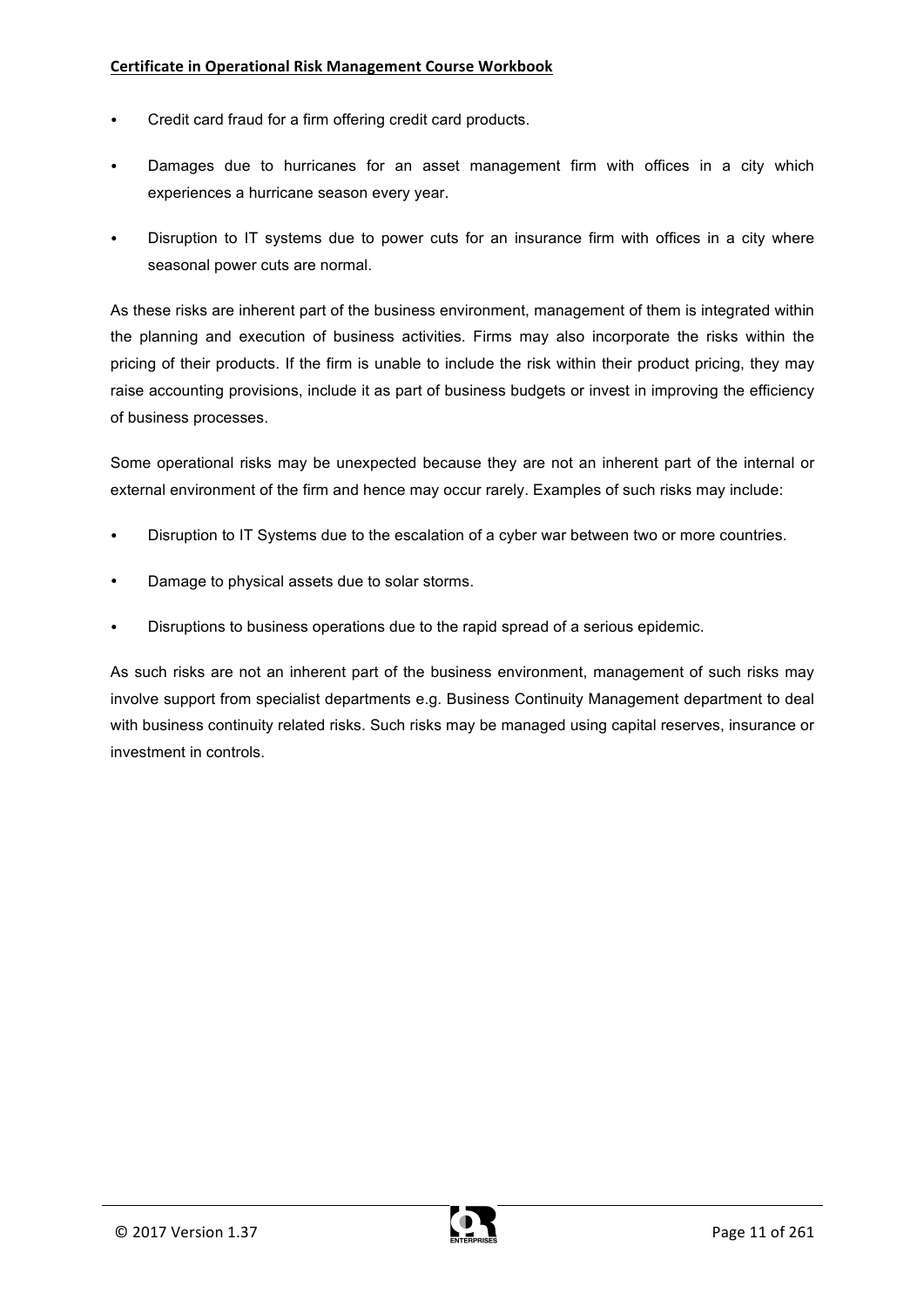- Credit card fraud for a firm offering credit card products.
- Damages due to hurricanes for an asset management firm with offices in a city which experiences a hurricane season every year.
- Disruption to IT systems due to power cuts for an insurance firm with offices in a city where seasonal power cuts are normal.

As these risks are inherent part of the business environment, management of them is integrated within the planning and execution of business activities. Firms may also incorporate the risks within the pricing of their products. If the firm is unable to include the risk within their product pricing, they may raise accounting provisions, include it as part of business budgets or invest in improving the efficiency of business processes.

Some operational risks may be unexpected because they are not an inherent part of the internal or external environment of the firm and hence may occur rarely. Examples of such risks may include:

- Disruption to IT Systems due to the escalation of a cyber war between two or more countries.
- Damage to physical assets due to solar storms.
- Disruptions to business operations due to the rapid spread of a serious epidemic.

As such risks are not an inherent part of the business environment, management of such risks may involve support from specialist departments e.g. Business Continuity Management department to deal with business continuity related risks. Such risks may be managed using capital reserves, insurance or investment in controls.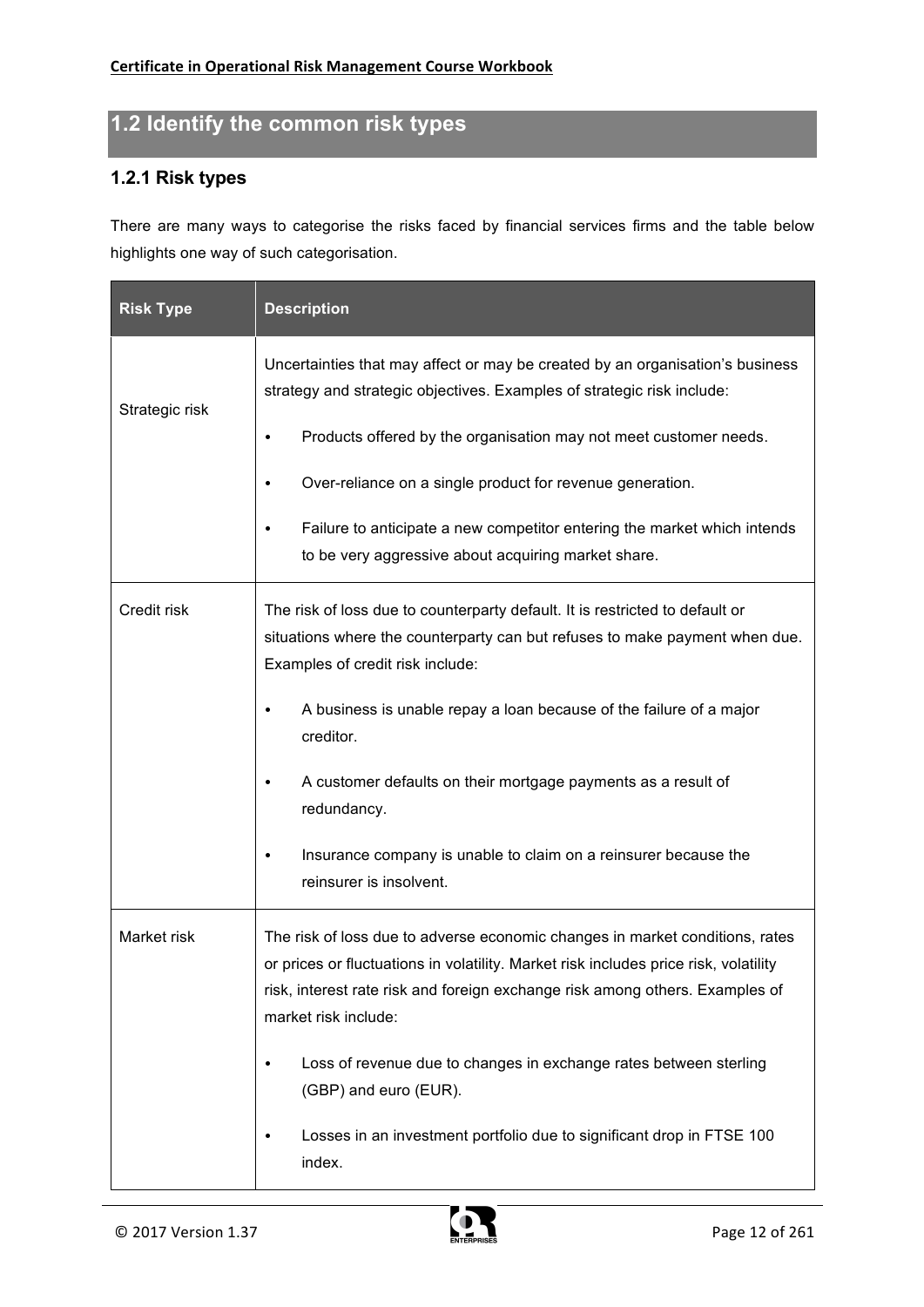## 1.2 Identify the common risk types

### 1.2.1 Risk types

There are many ways to categorise the risks faced by financial services firms and the table below highlights one way of such categorisation.

| Risk Type | Description |
|---|---|
| Strategic risk | Uncertainties that may affect or may be created by an organisation's business strategy and strategic objectives. Examples of strategic risk include:<br>• Products offered by the organisation may not meet customer needs.<br>• Over-reliance on a single product for revenue generation.<br>• Failure to anticipate a new competitor entering the market which intends to be very aggressive about acquiring market share. |
| Credit risk | The risk of loss due to counterparty default. It is restricted to default or situations where the counterparty can but refuses to make payment when due. Examples of credit risk include:<br>• A business is unable repay a loan because of the failure of a major creditor.<br>• A customer defaults on their mortgage payments as a result of redundancy.<br>• Insurance company is unable to claim on a reinsurer because the reinsurer is insolvent. |
| Market risk | The risk of loss due to adverse economic changes in market conditions, rates or prices or fluctuations in volatility. Market risk includes price risk, volatility risk, interest rate risk and foreign exchange risk among others. Examples of market risk include:<br>• Loss of revenue due to changes in exchange rates between sterling (GBP) and euro (EUR).<br>• Losses in an investment portfolio due to significant drop in FTSE 100 index. |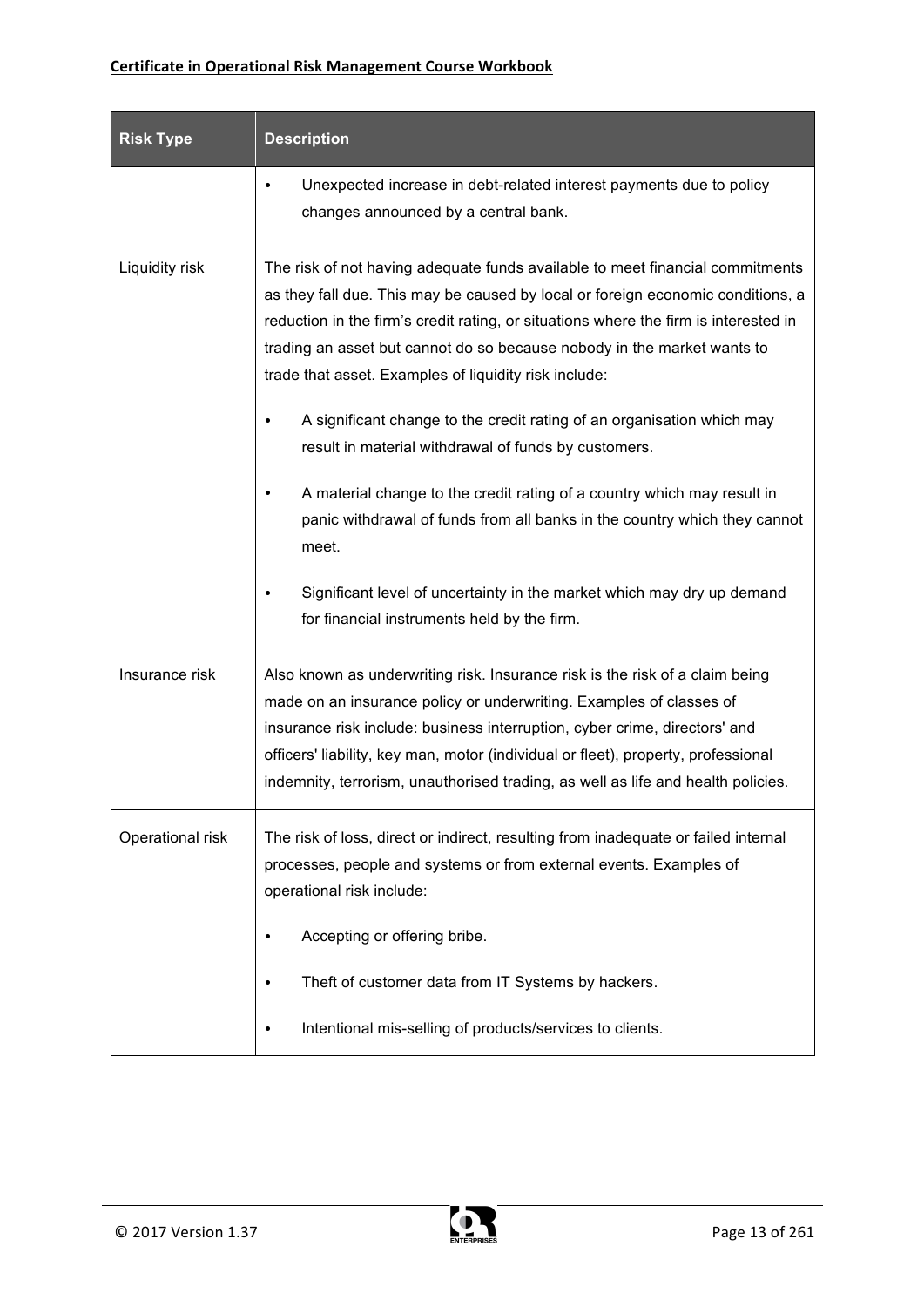| Risk Type | Description |
| --- | --- |
| | • Unexpected increase in debt-related interest payments due to policy changes announced by a central bank. |
| Liquidity risk | The risk of not having adequate funds available to meet financial commitments as they fall due. This may be caused by local or foreign economic conditions, a reduction in the firm's credit rating, or situations where the firm is interested in trading an asset but cannot do so because nobody in the market wants to trade that asset. Examples of liquidity risk include:<br><br>• A significant change to the credit rating of an organisation which may result in material withdrawal of funds by customers.<br><br>• A material change to the credit rating of a country which may result in panic withdrawal of funds from all banks in the country which they cannot meet.<br><br>• Significant level of uncertainty in the market which may dry up demand for financial instruments held by the firm. |
| Insurance risk | Also known as underwriting risk. Insurance risk is the risk of a claim being made on an insurance policy or underwriting. Examples of classes of insurance risk include: business interruption, cyber crime, directors' and officers' liability, key man, motor (individual or fleet), property, professional indemnity, terrorism, unauthorised trading, as well as life and health policies. |
| Operational risk | The risk of loss, direct or indirect, resulting from inadequate or failed internal processes, people and systems or from external events. Examples of operational risk include:<br><br>• Accepting or offering bribe.<br><br>• Theft of customer data from IT Systems by hackers.<br><br>• Intentional mis-selling of products/services to clients. |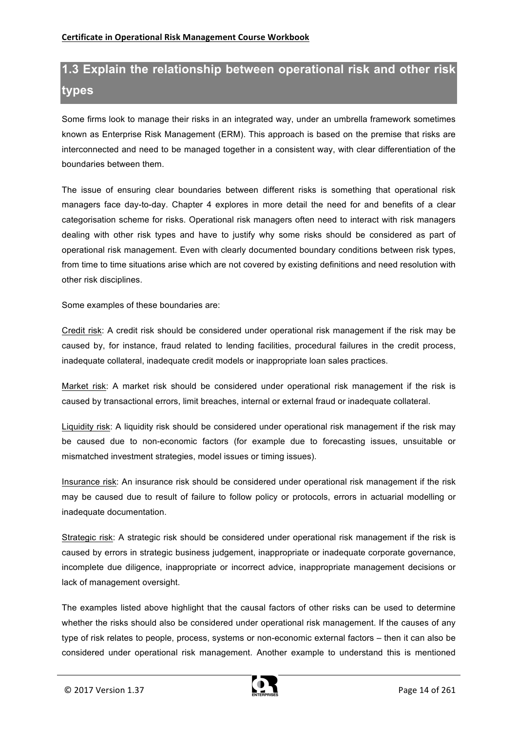## 1.3 Explain the relationship between operational risk and other risk types

Some firms look to manage their risks in an integrated way, under an umbrella framework sometimes known as Enterprise Risk Management (ERM). This approach is based on the premise that risks are interconnected and need to be managed together in a consistent way, with clear differentiation of the boundaries between them.

The issue of ensuring clear boundaries between different risks is something that operational risk managers face day-to-day. Chapter 4 explores in more detail the need for and benefits of a clear categorisation scheme for risks. Operational risk managers often need to interact with risk managers dealing with other risk types and have to justify why some risks should be considered as part of operational risk management. Even with clearly documented boundary conditions between risk types, from time to time situations arise which are not covered by existing definitions and need resolution with other risk disciplines.

Some examples of these boundaries are:

Credit risk: A credit risk should be considered under operational risk management if the risk may be caused by, for instance, fraud related to lending facilities, procedural failures in the credit process, inadequate collateral, inadequate credit models or inappropriate loan sales practices.

Market risk: A market risk should be considered under operational risk management if the risk is caused by transactional errors, limit breaches, internal or external fraud or inadequate collateral.

Liquidity risk: A liquidity risk should be considered under operational risk management if the risk may be caused due to non-economic factors (for example due to forecasting issues, unsuitable or mismatched investment strategies, model issues or timing issues).

Insurance risk: An insurance risk should be considered under operational risk management if the risk may be caused due to result of failure to follow policy or protocols, errors in actuarial modelling or inadequate documentation.

Strategic risk: A strategic risk should be considered under operational risk management if the risk is caused by errors in strategic business judgement, inappropriate or inadequate corporate governance, incomplete due diligence, inappropriate or incorrect advice, inappropriate management decisions or lack of management oversight.

The examples listed above highlight that the causal factors of other risks can be used to determine whether the risks should also be considered under operational risk management. If the causes of any type of risk relates to people, process, systems or non-economic external factors – then it can also be considered under operational risk management. Another example to understand this is mentioned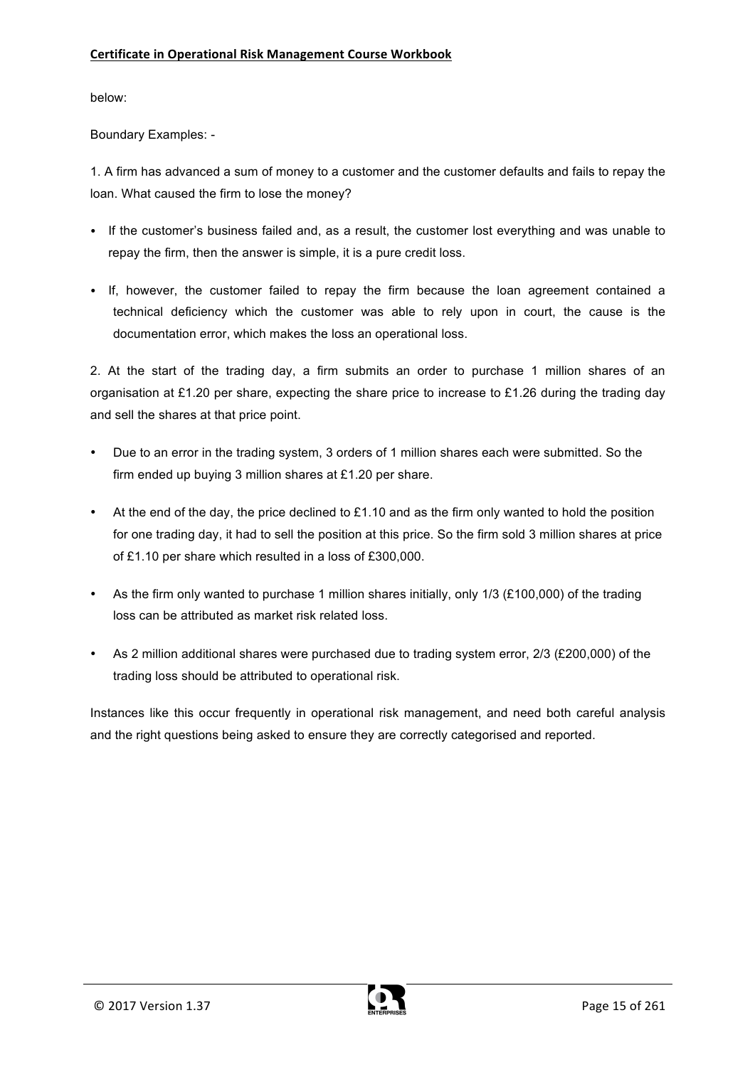below:

Boundary Examples: -

1. A firm has advanced a sum of money to a customer and the customer defaults and fails to repay the loan. What caused the firm to lose the money?

- If the customer's business failed and, as a result, the customer lost everything and was unable to repay the firm, then the answer is simple, it is a pure credit loss.
- If, however, the customer failed to repay the firm because the loan agreement contained a technical deficiency which the customer was able to rely upon in court, the cause is the documentation error, which makes the loss an operational loss.

2. At the start of the trading day, a firm submits an order to purchase 1 million shares of an organisation at £1.20 per share, expecting the share price to increase to £1.26 during the trading day and sell the shares at that price point.

- Due to an error in the trading system, 3 orders of 1 million shares each were submitted. So the firm ended up buying 3 million shares at £1.20 per share.
- At the end of the day, the price declined to £1.10 and as the firm only wanted to hold the position for one trading day, it had to sell the position at this price. So the firm sold 3 million shares at price of £1.10 per share which resulted in a loss of £300,000.
- As the firm only wanted to purchase 1 million shares initially, only 1/3 (£100,000) of the trading loss can be attributed as market risk related loss.
- As 2 million additional shares were purchased due to trading system error, 2/3 (£200,000) of the trading loss should be attributed to operational risk.

Instances like this occur frequently in operational risk management, and need both careful analysis and the right questions being asked to ensure they are correctly categorised and reported.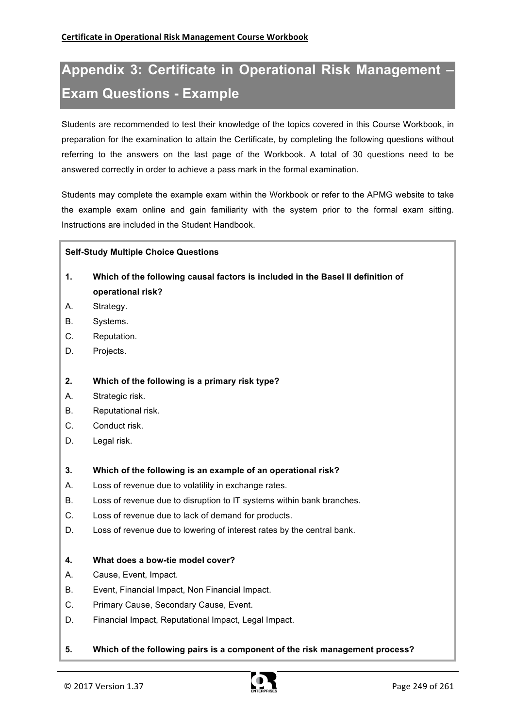# Appendix 3: Certificate in Operational Risk Management – Exam Questions - Example

Students are recommended to test their knowledge of the topics covered in this Course Workbook, in preparation for the examination to attain the Certificate, by completing the following questions without referring to the answers on the last page of the Workbook. A total of 30 questions need to be answered correctly in order to achieve a pass mark in the formal examination.

Students may complete the example exam within the Workbook or refer to the APMG website to take the example exam online and gain familiarity with the system prior to the formal exam sitting. Instructions are included in the Student Handbook.

**Self-Study Multiple Choice Questions**

**1. Which of the following causal factors is included in the Basel II definition of operational risk?**

A. Strategy.
B. Systems.
C. Reputation.
D. Projects.

**2. Which of the following is a primary risk type?**

A. Strategic risk.
B. Reputational risk.
C. Conduct risk.
D. Legal risk.

**3. Which of the following is an example of an operational risk?**

A. Loss of revenue due to volatility in exchange rates.
B. Loss of revenue due to disruption to IT systems within bank branches.
C. Loss of revenue due to lack of demand for products.
D. Loss of revenue due to lowering of interest rates by the central bank.

**4. What does a bow-tie model cover?**

A. Cause, Event, Impact.
B. Event, Financial Impact, Non Financial Impact.
C. Primary Cause, Secondary Cause, Event.
D. Financial Impact, Reputational Impact, Legal Impact.

**5. Which of the following pairs is a component of the risk management process?**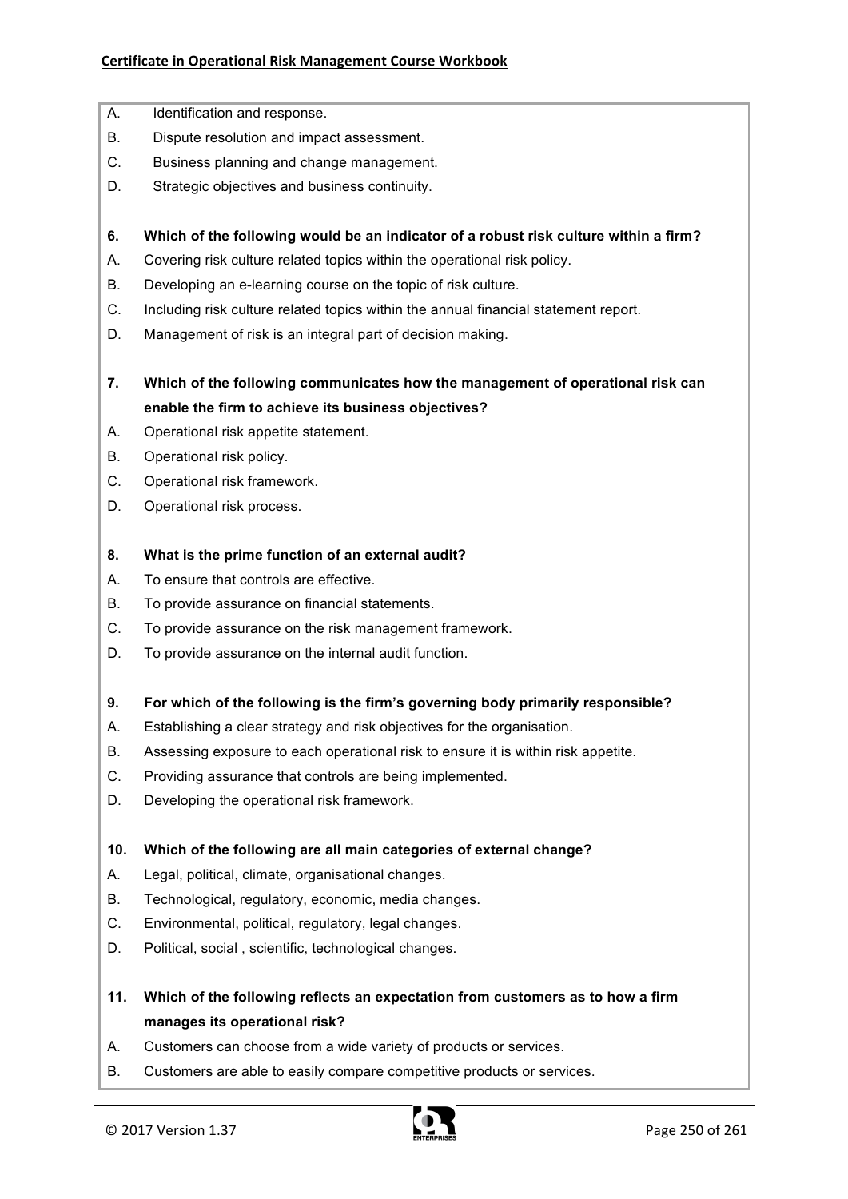A. Identification and response.

B. Dispute resolution and impact assessment.

C. Business planning and change management.

D. Strategic objectives and business continuity.

**6. Which of the following would be an indicator of a robust risk culture within a firm?**

A. Covering risk culture related topics within the operational risk policy.

B. Developing an e-learning course on the topic of risk culture.

C. Including risk culture related topics within the annual financial statement report.

D. Management of risk is an integral part of decision making.

**7. Which of the following communicates how the management of operational risk can enable the firm to achieve its business objectives?**

A. Operational risk appetite statement.

B. Operational risk policy.

C. Operational risk framework.

D. Operational risk process.

**8. What is the prime function of an external audit?**

A. To ensure that controls are effective.

B. To provide assurance on financial statements.

C. To provide assurance on the risk management framework.

D. To provide assurance on the internal audit function.

**9. For which of the following is the firm's governing body primarily responsible?**

A. Establishing a clear strategy and risk objectives for the organisation.

B. Assessing exposure to each operational risk to ensure it is within risk appetite.

C. Providing assurance that controls are being implemented.

D. Developing the operational risk framework.

**10. Which of the following are all main categories of external change?**

A. Legal, political, climate, organisational changes.

B. Technological, regulatory, economic, media changes.

C. Environmental, political, regulatory, legal changes.

D. Political, social , scientific, technological changes.

**11. Which of the following reflects an expectation from customers as to how a firm manages its operational risk?**

A. Customers can choose from a wide variety of products or services.

B. Customers are able to easily compare competitive products or services.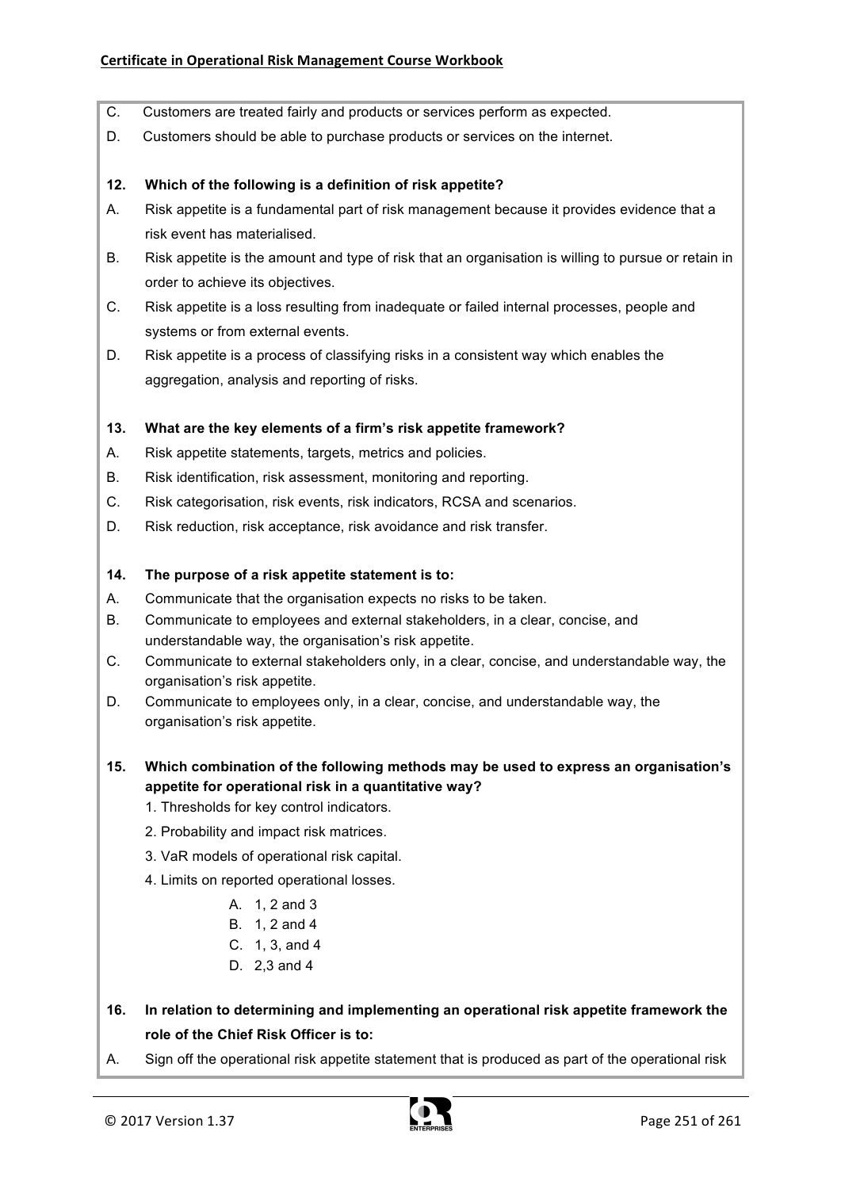C. Customers are treated fairly and products or services perform as expected.

D. Customers should be able to purchase products or services on the internet.

**12. Which of the following is a definition of risk appetite?**

A. Risk appetite is a fundamental part of risk management because it provides evidence that a risk event has materialised.

B. Risk appetite is the amount and type of risk that an organisation is willing to pursue or retain in order to achieve its objectives.

C. Risk appetite is a loss resulting from inadequate or failed internal processes, people and systems or from external events.

D. Risk appetite is a process of classifying risks in a consistent way which enables the aggregation, analysis and reporting of risks.

**13. What are the key elements of a firm's risk appetite framework?**

A. Risk appetite statements, targets, metrics and policies.

B. Risk identification, risk assessment, monitoring and reporting.

C. Risk categorisation, risk events, risk indicators, RCSA and scenarios.

D. Risk reduction, risk acceptance, risk avoidance and risk transfer.

**14. The purpose of a risk appetite statement is to:**

A. Communicate that the organisation expects no risks to be taken.

B. Communicate to employees and external stakeholders, in a clear, concise, and understandable way, the organisation's risk appetite.

C. Communicate to external stakeholders only, in a clear, concise, and understandable way, the organisation's risk appetite.

D. Communicate to employees only, in a clear, concise, and understandable way, the organisation's risk appetite.

**15. Which combination of the following methods may be used to express an organisation's appetite for operational risk in a quantitative way?**

1. Thresholds for key control indicators.
2. Probability and impact risk matrices.
3. VaR models of operational risk capital.
4. Limits on reported operational losses.

A. 1, 2 and 3
B. 1, 2 and 4
C. 1, 3, and 4
D. 2,3 and 4

**16. In relation to determining and implementing an operational risk appetite framework the role of the Chief Risk Officer is to:**

A. Sign off the operational risk appetite statement that is produced as part of the operational risk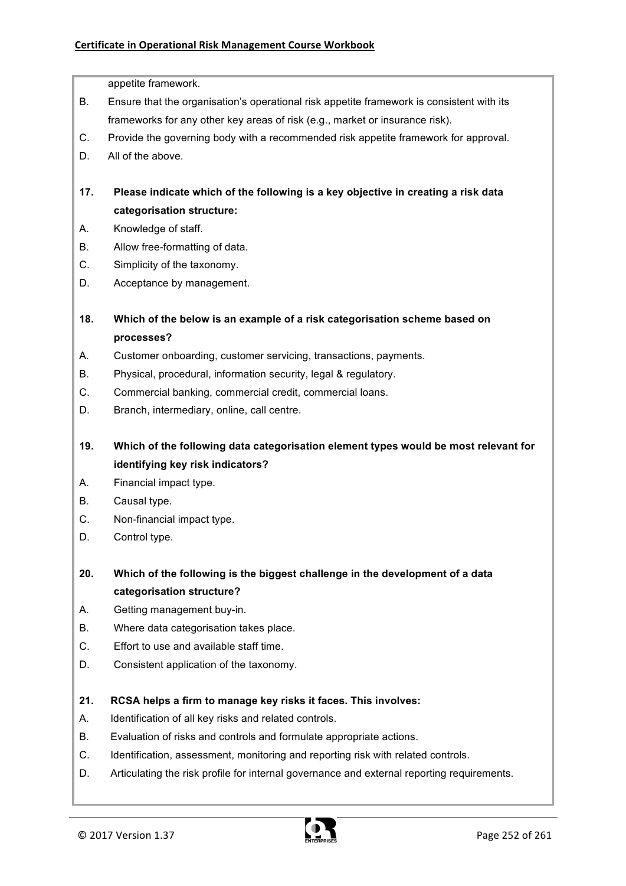appetite framework.

B. Ensure that the organisation's operational risk appetite framework is consistent with its frameworks for any other key areas of risk (e.g., market or insurance risk).

C. Provide the governing body with a recommended risk appetite framework for approval.

D. All of the above.

**17. Please indicate which of the following is a key objective in creating a risk data categorisation structure:**

A. Knowledge of staff.

B. Allow free-formatting of data.

C. Simplicity of the taxonomy.

D. Acceptance by management.

**18. Which of the below is an example of a risk categorisation scheme based on processes?**

A. Customer onboarding, customer servicing, transactions, payments.

B. Physical, procedural, information security, legal & regulatory.

C. Commercial banking, commercial credit, commercial loans.

D. Branch, intermediary, online, call centre.

**19. Which of the following data categorisation element types would be most relevant for identifying key risk indicators?**

A. Financial impact type.

B. Causal type.

C. Non-financial impact type.

D. Control type.

**20. Which of the following is the biggest challenge in the development of a data categorisation structure?**

A. Getting management buy-in.

B. Where data categorisation takes place.

C. Effort to use and available staff time.

D. Consistent application of the taxonomy.

**21. RCSA helps a firm to manage key risks it faces. This involves:**

A. Identification of all key risks and related controls.

B. Evaluation of risks and controls and formulate appropriate actions.

C. Identification, assessment, monitoring and reporting risk with related controls.

D. Articulating the risk profile for internal governance and external reporting requirements.